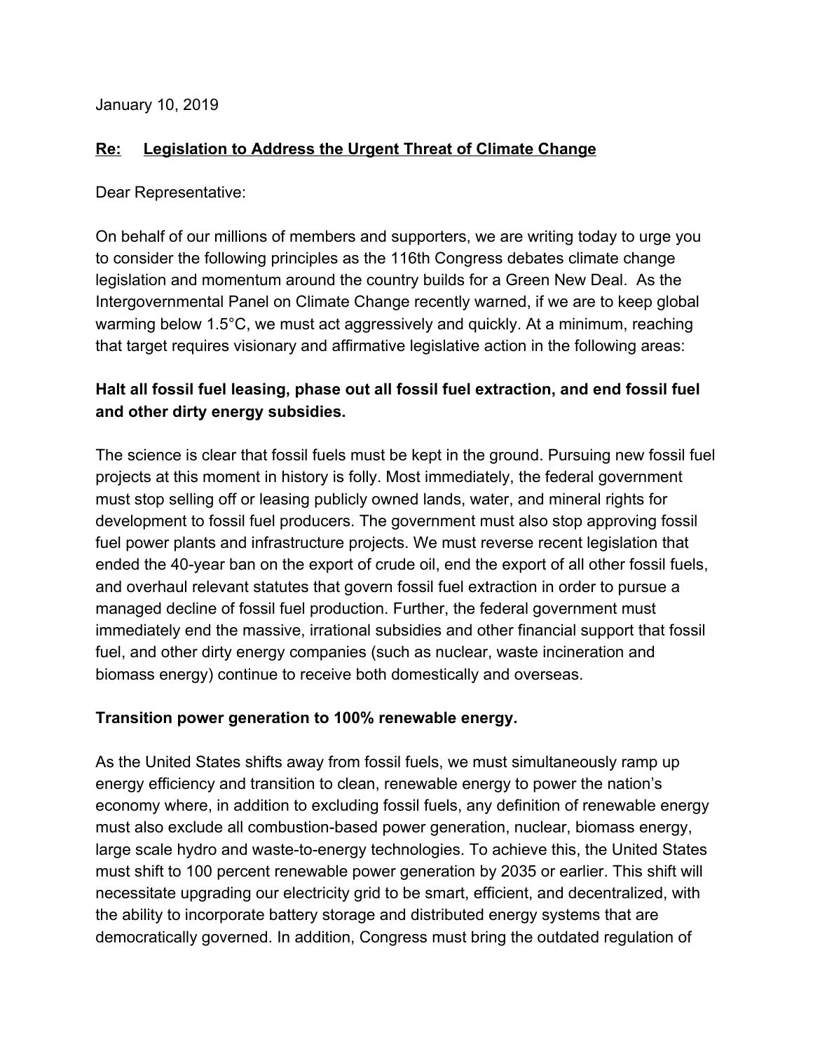January 10, 2019

**Re: Legislation to Address the Urgent Threat of Climate Change**

Dear Representative:

On behalf of our millions of members and supporters, we are writing today to urge you to consider the following principles as the 116th Congress debates climate change legislation and momentum around the country builds for a Green New Deal. As the Intergovernmental Panel on Climate Change recently warned, if we are to keep global warming below 1.5°C, we must act aggressively and quickly. At a minimum, reaching that target requires visionary and affirmative legislative action in the following areas:

**Halt all fossil fuel leasing, phase out all fossil fuel extraction, and end fossil fuel and other dirty energy subsidies.**

The science is clear that fossil fuels must be kept in the ground. Pursuing new fossil fuel projects at this moment in history is folly. Most immediately, the federal government must stop selling off or leasing publicly owned lands, water, and mineral rights for development to fossil fuel producers. The government must also stop approving fossil fuel power plants and infrastructure projects. We must reverse recent legislation that ended the 40-year ban on the export of crude oil, end the export of all other fossil fuels, and overhaul relevant statutes that govern fossil fuel extraction in order to pursue a managed decline of fossil fuel production. Further, the federal government must immediately end the massive, irrational subsidies and other financial support that fossil fuel, and other dirty energy companies (such as nuclear, waste incineration and biomass energy) continue to receive both domestically and overseas.

**Transition power generation to 100% renewable energy.**

As the United States shifts away from fossil fuels, we must simultaneously ramp up energy efficiency and transition to clean, renewable energy to power the nation's economy where, in addition to excluding fossil fuels, any definition of renewable energy must also exclude all combustion-based power generation, nuclear, biomass energy, large scale hydro and waste-to-energy technologies. To achieve this, the United States must shift to 100 percent renewable power generation by 2035 or earlier. This shift will necessitate upgrading our electricity grid to be smart, efficient, and decentralized, with the ability to incorporate battery storage and distributed energy systems that are democratically governed. In addition, Congress must bring the outdated regulation of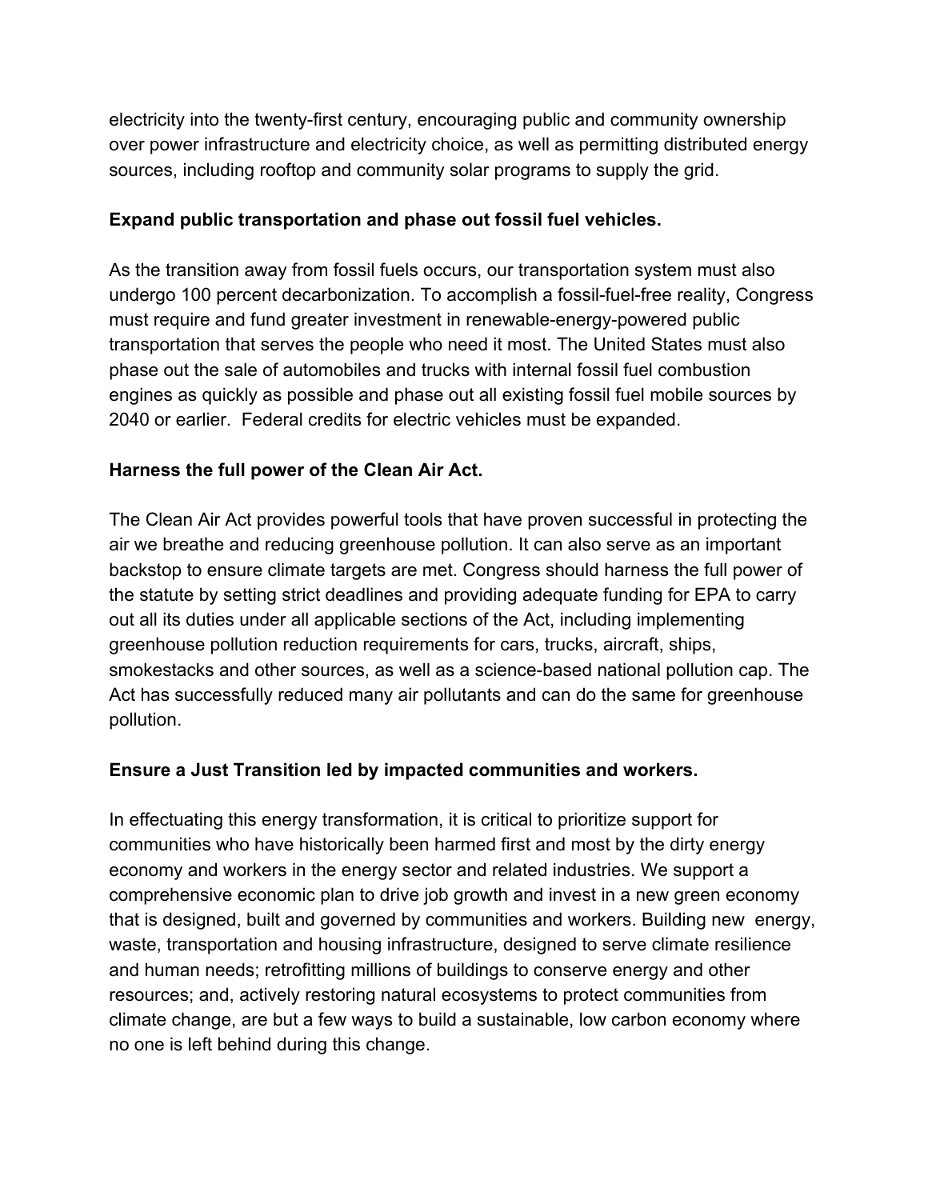electricity into the twenty-first century, encouraging public and community ownership over power infrastructure and electricity choice, as well as permitting distributed energy sources, including rooftop and community solar programs to supply the grid.

**Expand public transportation and phase out fossil fuel vehicles.**

As the transition away from fossil fuels occurs, our transportation system must also undergo 100 percent decarbonization. To accomplish a fossil-fuel-free reality, Congress must require and fund greater investment in renewable-energy-powered public transportation that serves the people who need it most. The United States must also phase out the sale of automobiles and trucks with internal fossil fuel combustion engines as quickly as possible and phase out all existing fossil fuel mobile sources by 2040 or earlier. Federal credits for electric vehicles must be expanded.

**Harness the full power of the Clean Air Act.**

The Clean Air Act provides powerful tools that have proven successful in protecting the air we breathe and reducing greenhouse pollution. It can also serve as an important backstop to ensure climate targets are met. Congress should harness the full power of the statute by setting strict deadlines and providing adequate funding for EPA to carry out all its duties under all applicable sections of the Act, including implementing greenhouse pollution reduction requirements for cars, trucks, aircraft, ships, smokestacks and other sources, as well as a science-based national pollution cap. The Act has successfully reduced many air pollutants and can do the same for greenhouse pollution.

**Ensure a Just Transition led by impacted communities and workers.**

In effectuating this energy transformation, it is critical to prioritize support for communities who have historically been harmed first and most by the dirty energy economy and workers in the energy sector and related industries. We support a comprehensive economic plan to drive job growth and invest in a new green economy that is designed, built and governed by communities and workers. Building new energy, waste, transportation and housing infrastructure, designed to serve climate resilience and human needs; retrofitting millions of buildings to conserve energy and other resources; and, actively restoring natural ecosystems to protect communities from climate change, are but a few ways to build a sustainable, low carbon economy where no one is left behind during this change.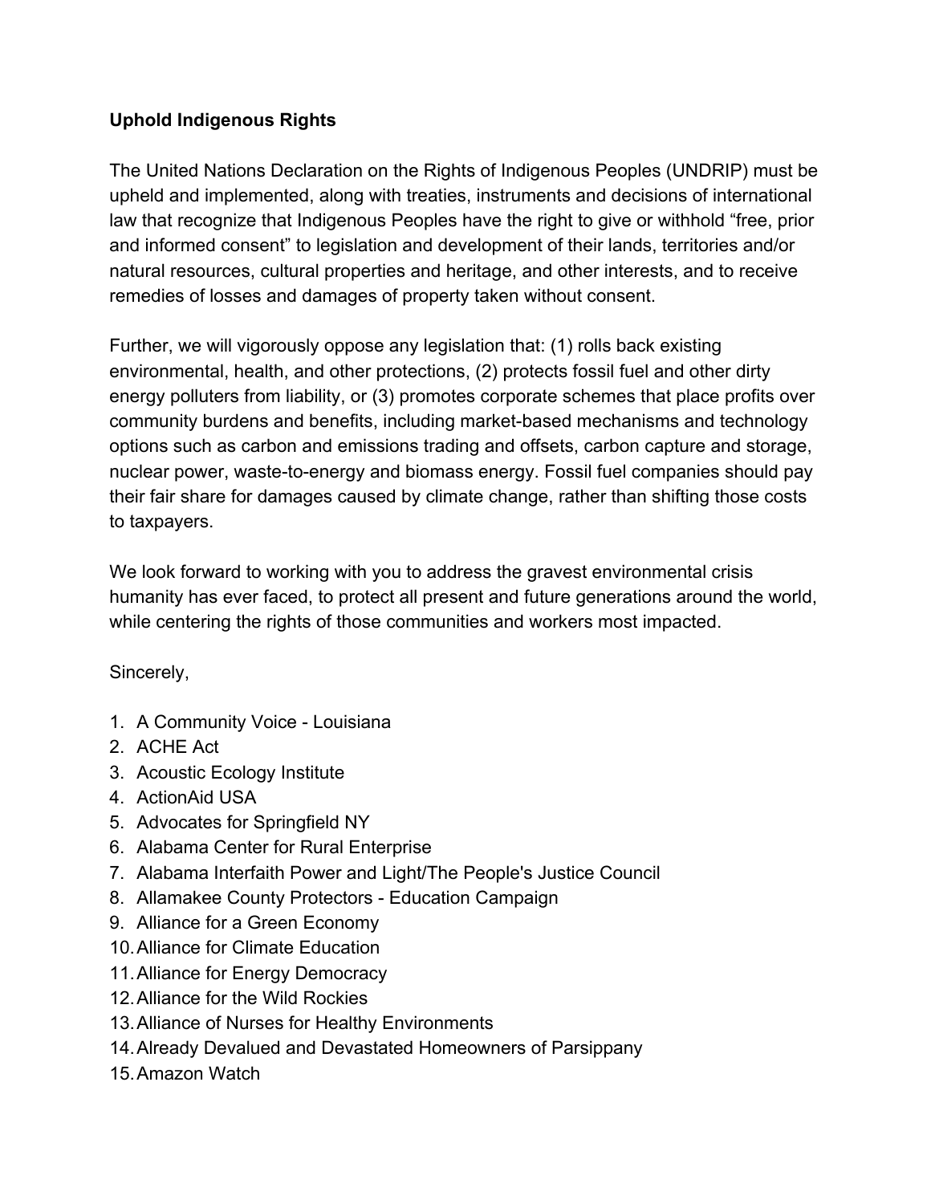**Uphold Indigenous Rights**

The United Nations Declaration on the Rights of Indigenous Peoples (UNDRIP) must be upheld and implemented, along with treaties, instruments and decisions of international law that recognize that Indigenous Peoples have the right to give or withhold "free, prior and informed consent" to legislation and development of their lands, territories and/or natural resources, cultural properties and heritage, and other interests, and to receive remedies of losses and damages of property taken without consent.

Further, we will vigorously oppose any legislation that: (1) rolls back existing environmental, health, and other protections, (2) protects fossil fuel and other dirty energy polluters from liability, or (3) promotes corporate schemes that place profits over community burdens and benefits, including market-based mechanisms and technology options such as carbon and emissions trading and offsets, carbon capture and storage, nuclear power, waste-to-energy and biomass energy. Fossil fuel companies should pay their fair share for damages caused by climate change, rather than shifting those costs to taxpayers.

We look forward to working with you to address the gravest environmental crisis humanity has ever faced, to protect all present and future generations around the world, while centering the rights of those communities and workers most impacted.

Sincerely,

1. A Community Voice - Louisiana
2. ACHE Act
3. Acoustic Ecology Institute
4. ActionAid USA
5. Advocates for Springfield NY
6. Alabama Center for Rural Enterprise
7. Alabama Interfaith Power and Light/The People's Justice Council
8. Allamakee County Protectors - Education Campaign
9. Alliance for a Green Economy
10. Alliance for Climate Education
11. Alliance for Energy Democracy
12. Alliance for the Wild Rockies
13. Alliance of Nurses for Healthy Environments
14. Already Devalued and Devastated Homeowners of Parsippany
15. Amazon Watch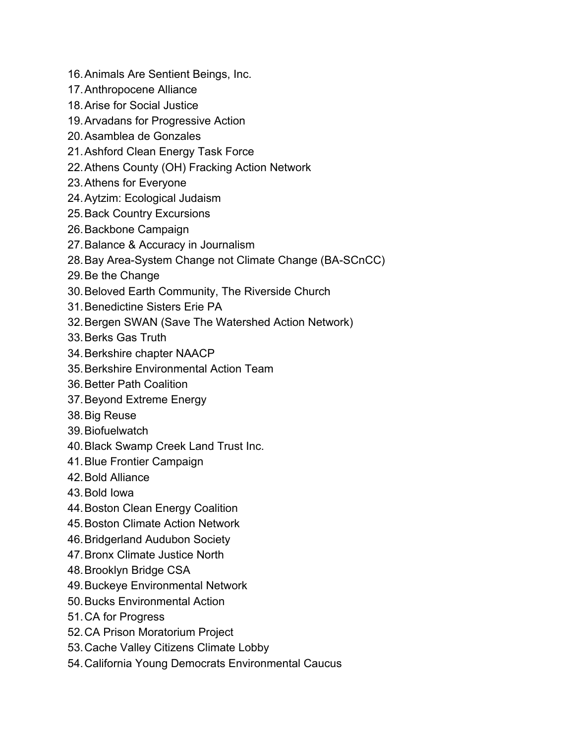16. Animals Are Sentient Beings, Inc.
17. Anthropocene Alliance
18. Arise for Social Justice
19. Arvadans for Progressive Action
20. Asamblea de Gonzales
21. Ashford Clean Energy Task Force
22. Athens County (OH) Fracking Action Network
23. Athens for Everyone
24. Aytzim: Ecological Judaism
25. Back Country Excursions
26. Backbone Campaign
27. Balance & Accuracy in Journalism
28. Bay Area-System Change not Climate Change (BA-SCnCC)
29. Be the Change
30. Beloved Earth Community, The Riverside Church
31. Benedictine Sisters Erie PA
32. Bergen SWAN (Save The Watershed Action Network)
33. Berks Gas Truth
34. Berkshire chapter NAACP
35. Berkshire Environmental Action Team
36. Better Path Coalition
37. Beyond Extreme Energy
38. Big Reuse
39. Biofuelwatch
40. Black Swamp Creek Land Trust Inc.
41. Blue Frontier Campaign
42. Bold Alliance
43. Bold Iowa
44. Boston Clean Energy Coalition
45. Boston Climate Action Network
46. Bridgerland Audubon Society
47. Bronx Climate Justice North
48. Brooklyn Bridge CSA
49. Buckeye Environmental Network
50. Bucks Environmental Action
51. CA for Progress
52. CA Prison Moratorium Project
53. Cache Valley Citizens Climate Lobby
54. California Young Democrats Environmental Caucus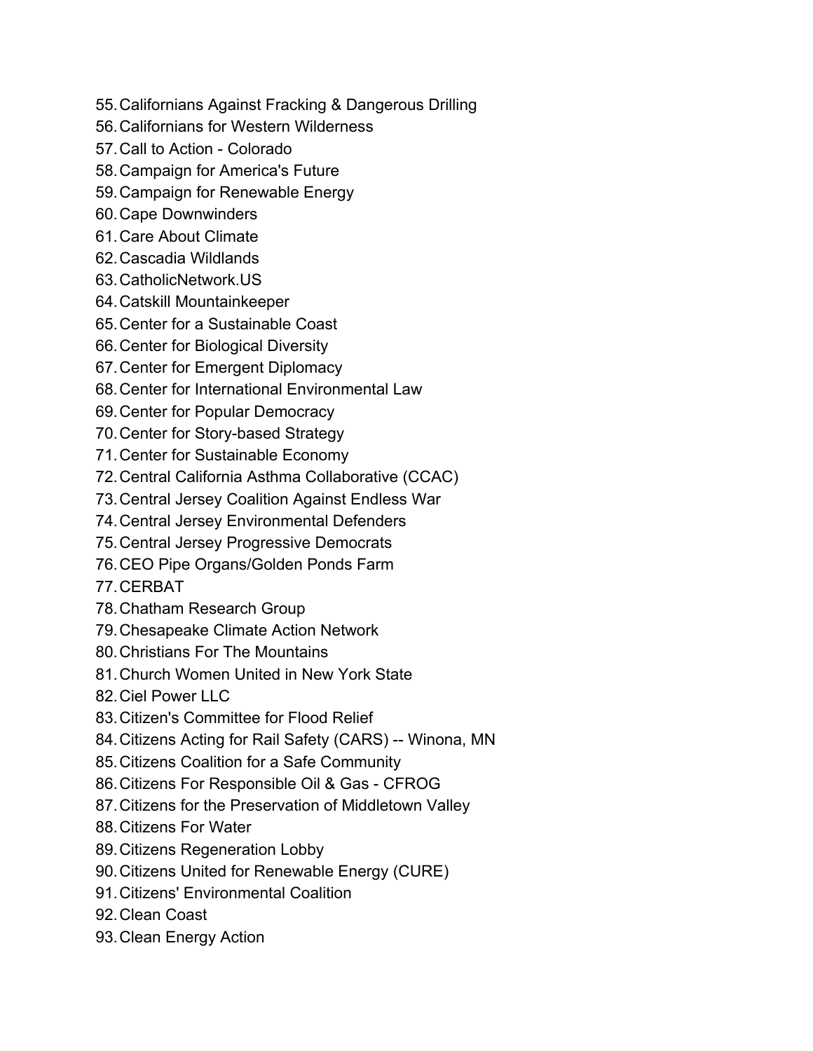55. Californians Against Fracking & Dangerous Drilling
56. Californians for Western Wilderness
57. Call to Action - Colorado
58. Campaign for America's Future
59. Campaign for Renewable Energy
60. Cape Downwinders
61. Care About Climate
62. Cascadia Wildlands
63. CatholicNetwork.US
64. Catskill Mountainkeeper
65. Center for a Sustainable Coast
66. Center for Biological Diversity
67. Center for Emergent Diplomacy
68. Center for International Environmental Law
69. Center for Popular Democracy
70. Center for Story-based Strategy
71. Center for Sustainable Economy
72. Central California Asthma Collaborative (CCAC)
73. Central Jersey Coalition Against Endless War
74. Central Jersey Environmental Defenders
75. Central Jersey Progressive Democrats
76. CEO Pipe Organs/Golden Ponds Farm
77. CERBAT
78. Chatham Research Group
79. Chesapeake Climate Action Network
80. Christians For The Mountains
81. Church Women United in New York State
82. Ciel Power LLC
83. Citizen's Committee for Flood Relief
84. Citizens Acting for Rail Safety (CARS) -- Winona, MN
85. Citizens Coalition for a Safe Community
86. Citizens For Responsible Oil & Gas - CFROG
87. Citizens for the Preservation of Middletown Valley
88. Citizens For Water
89. Citizens Regeneration Lobby
90. Citizens United for Renewable Energy (CURE)
91. Citizens' Environmental Coalition
92. Clean Coast
93. Clean Energy Action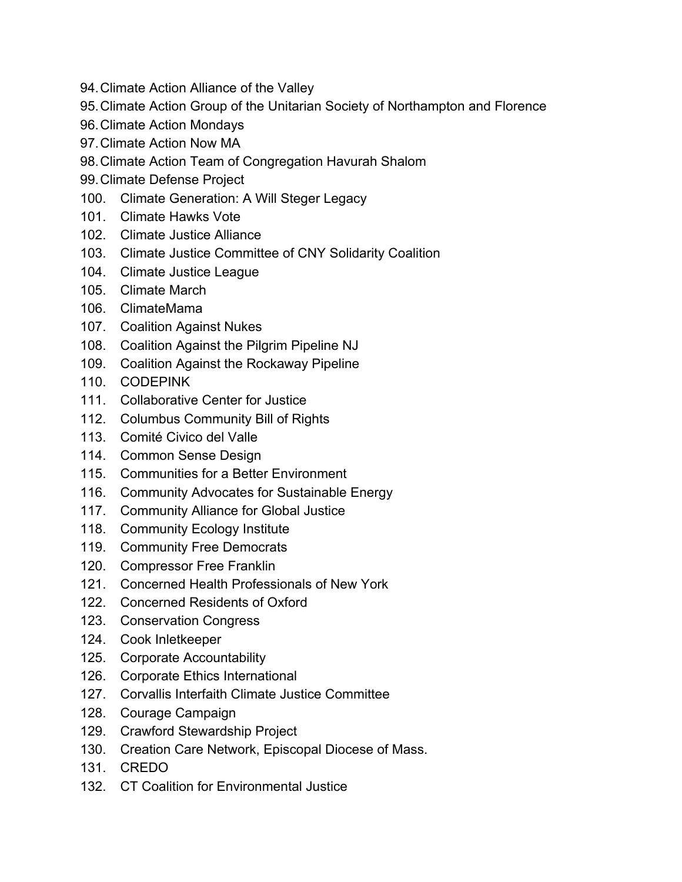94. Climate Action Alliance of the Valley
95. Climate Action Group of the Unitarian Society of Northampton and Florence
96. Climate Action Mondays
97. Climate Action Now MA
98. Climate Action Team of Congregation Havurah Shalom
99. Climate Defense Project
100. Climate Generation: A Will Steger Legacy
101. Climate Hawks Vote
102. Climate Justice Alliance
103. Climate Justice Committee of CNY Solidarity Coalition
104. Climate Justice League
105. Climate March
106. ClimateMama
107. Coalition Against Nukes
108. Coalition Against the Pilgrim Pipeline NJ
109. Coalition Against the Rockaway Pipeline
110. CODEPINK
111. Collaborative Center for Justice
112. Columbus Community Bill of Rights
113. Comité Civico del Valle
114. Common Sense Design
115. Communities for a Better Environment
116. Community Advocates for Sustainable Energy
117. Community Alliance for Global Justice
118. Community Ecology Institute
119. Community Free Democrats
120. Compressor Free Franklin
121. Concerned Health Professionals of New York
122. Concerned Residents of Oxford
123. Conservation Congress
124. Cook Inletkeeper
125. Corporate Accountability
126. Corporate Ethics International
127. Corvallis Interfaith Climate Justice Committee
128. Courage Campaign
129. Crawford Stewardship Project
130. Creation Care Network, Episcopal Diocese of Mass.
131. CREDO
132. CT Coalition for Environmental Justice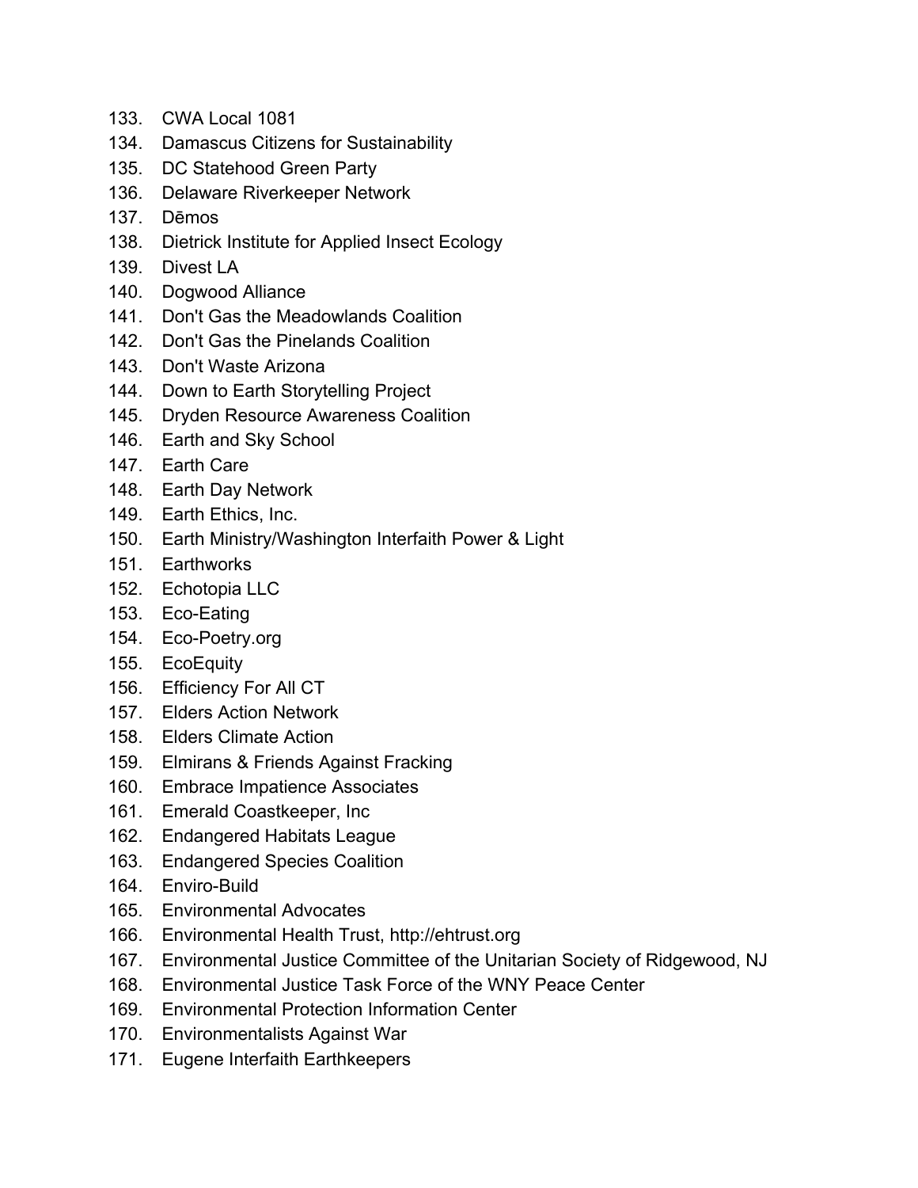133. CWA Local 1081
134. Damascus Citizens for Sustainability
135. DC Statehood Green Party
136. Delaware Riverkeeper Network
137. Dēmos
138. Dietrick Institute for Applied Insect Ecology
139. Divest LA
140. Dogwood Alliance
141. Don't Gas the Meadowlands Coalition
142. Don't Gas the Pinelands Coalition
143. Don't Waste Arizona
144. Down to Earth Storytelling Project
145. Dryden Resource Awareness Coalition
146. Earth and Sky School
147. Earth Care
148. Earth Day Network
149. Earth Ethics, Inc.
150. Earth Ministry/Washington Interfaith Power & Light
151. Earthworks
152. Echotopia LLC
153. Eco-Eating
154. Eco-Poetry.org
155. EcoEquity
156. Efficiency For All CT
157. Elders Action Network
158. Elders Climate Action
159. Elmirans & Friends Against Fracking
160. Embrace Impatience Associates
161. Emerald Coastkeeper, Inc
162. Endangered Habitats League
163. Endangered Species Coalition
164. Enviro-Build
165. Environmental Advocates
166. Environmental Health Trust, http://ehtrust.org
167. Environmental Justice Committee of the Unitarian Society of Ridgewood, NJ
168. Environmental Justice Task Force of the WNY Peace Center
169. Environmental Protection Information Center
170. Environmentalists Against War
171. Eugene Interfaith Earthkeepers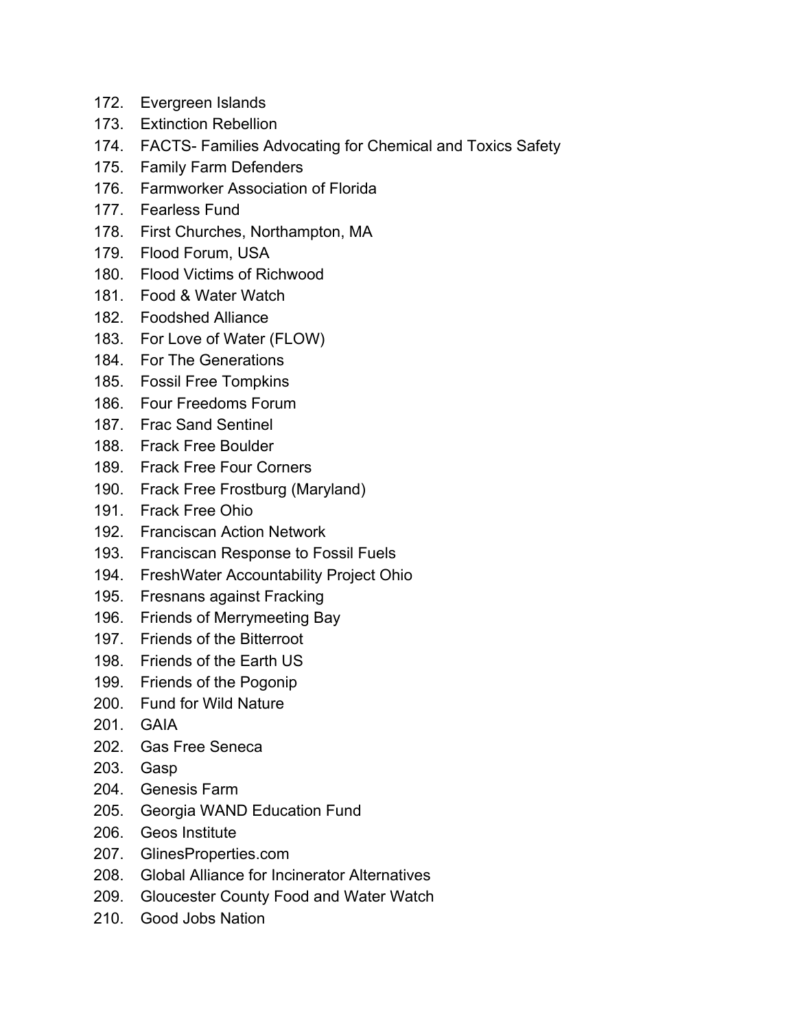172. Evergreen Islands
173. Extinction Rebellion
174. FACTS- Families Advocating for Chemical and Toxics Safety
175. Family Farm Defenders
176. Farmworker Association of Florida
177. Fearless Fund
178. First Churches, Northampton, MA
179. Flood Forum, USA
180. Flood Victims of Richwood
181. Food & Water Watch
182. Foodshed Alliance
183. For Love of Water (FLOW)
184. For The Generations
185. Fossil Free Tompkins
186. Four Freedoms Forum
187. Frac Sand Sentinel
188. Frack Free Boulder
189. Frack Free Four Corners
190. Frack Free Frostburg (Maryland)
191. Frack Free Ohio
192. Franciscan Action Network
193. Franciscan Response to Fossil Fuels
194. FreshWater Accountability Project Ohio
195. Fresnans against Fracking
196. Friends of Merrymeeting Bay
197. Friends of the Bitterroot
198. Friends of the Earth US
199. Friends of the Pogonip
200. Fund for Wild Nature
201. GAIA
202. Gas Free Seneca
203. Gasp
204. Genesis Farm
205. Georgia WAND Education Fund
206. Geos Institute
207. GlinesProperties.com
208. Global Alliance for Incinerator Alternatives
209. Gloucester County Food and Water Watch
210. Good Jobs Nation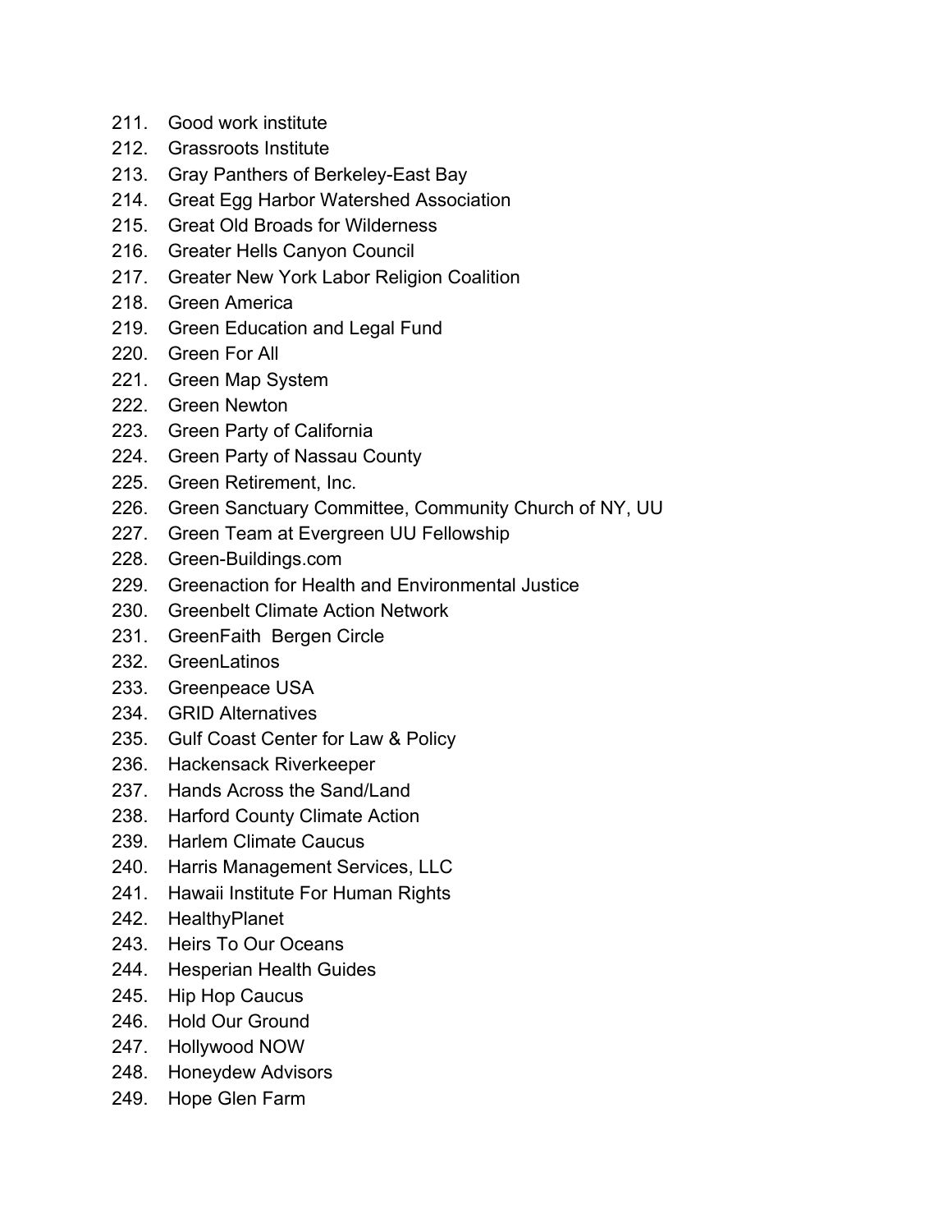211. Good work institute
212. Grassroots Institute
213. Gray Panthers of Berkeley-East Bay
214. Great Egg Harbor Watershed Association
215. Great Old Broads for Wilderness
216. Greater Hells Canyon Council
217. Greater New York Labor Religion Coalition
218. Green America
219. Green Education and Legal Fund
220. Green For All
221. Green Map System
222. Green Newton
223. Green Party of California
224. Green Party of Nassau County
225. Green Retirement, Inc.
226. Green Sanctuary Committee, Community Church of NY, UU
227. Green Team at Evergreen UU Fellowship
228. Green-Buildings.com
229. Greenaction for Health and Environmental Justice
230. Greenbelt Climate Action Network
231. GreenFaith Bergen Circle
232. GreenLatinos
233. Greenpeace USA
234. GRID Alternatives
235. Gulf Coast Center for Law & Policy
236. Hackensack Riverkeeper
237. Hands Across the Sand/Land
238. Harford County Climate Action
239. Harlem Climate Caucus
240. Harris Management Services, LLC
241. Hawaii Institute For Human Rights
242. HealthyPlanet
243. Heirs To Our Oceans
244. Hesperian Health Guides
245. Hip Hop Caucus
246. Hold Our Ground
247. Hollywood NOW
248. Honeydew Advisors
249. Hope Glen Farm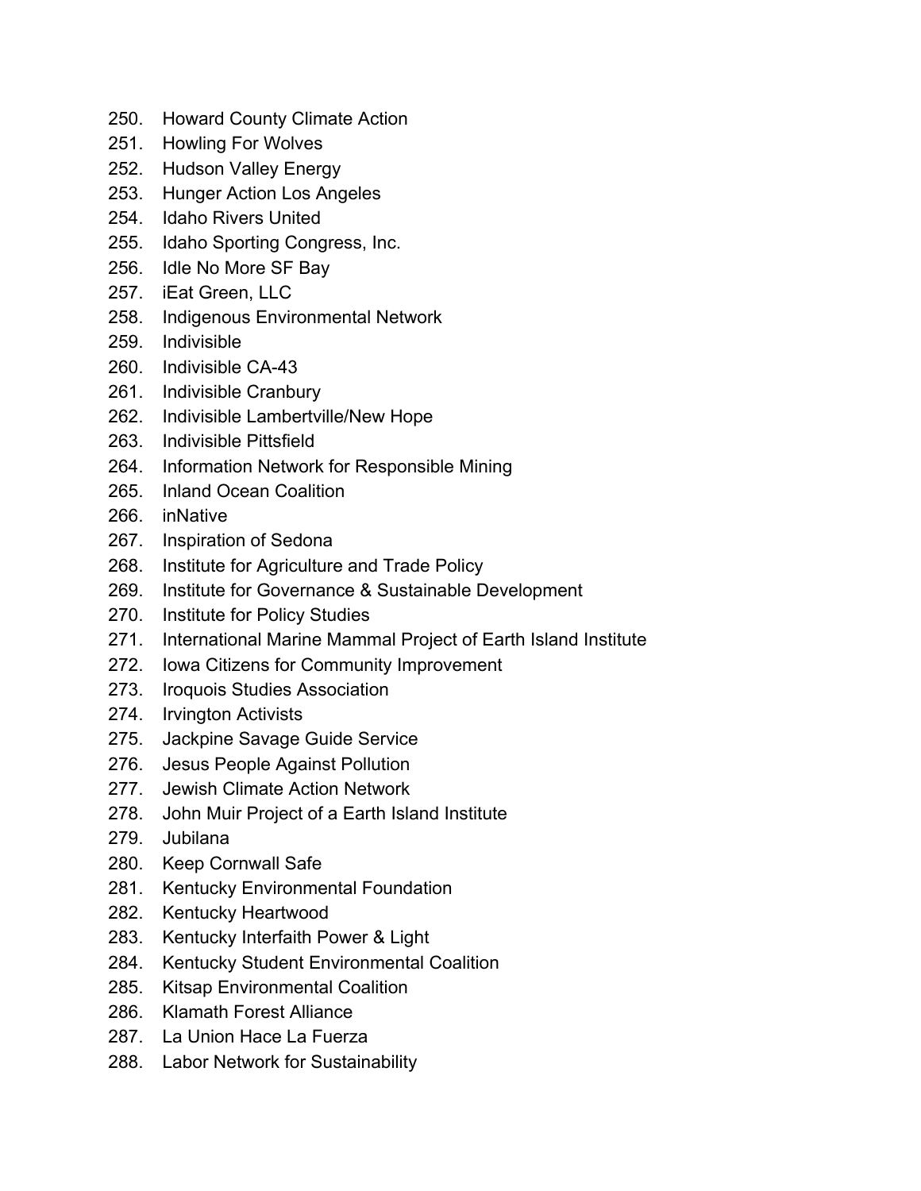250. Howard County Climate Action
251. Howling For Wolves
252. Hudson Valley Energy
253. Hunger Action Los Angeles
254. Idaho Rivers United
255. Idaho Sporting Congress, Inc.
256. Idle No More SF Bay
257. iEat Green, LLC
258. Indigenous Environmental Network
259. Indivisible
260. Indivisible CA-43
261. Indivisible Cranbury
262. Indivisible Lambertville/New Hope
263. Indivisible Pittsfield
264. Information Network for Responsible Mining
265. Inland Ocean Coalition
266. inNative
267. Inspiration of Sedona
268. Institute for Agriculture and Trade Policy
269. Institute for Governance & Sustainable Development
270. Institute for Policy Studies
271. International Marine Mammal Project of Earth Island Institute
272. Iowa Citizens for Community Improvement
273. Iroquois Studies Association
274. Irvington Activists
275. Jackpine Savage Guide Service
276. Jesus People Against Pollution
277. Jewish Climate Action Network
278. John Muir Project of a Earth Island Institute
279. Jubilana
280. Keep Cornwall Safe
281. Kentucky Environmental Foundation
282. Kentucky Heartwood
283. Kentucky Interfaith Power & Light
284. Kentucky Student Environmental Coalition
285. Kitsap Environmental Coalition
286. Klamath Forest Alliance
287. La Union Hace La Fuerza
288. Labor Network for Sustainability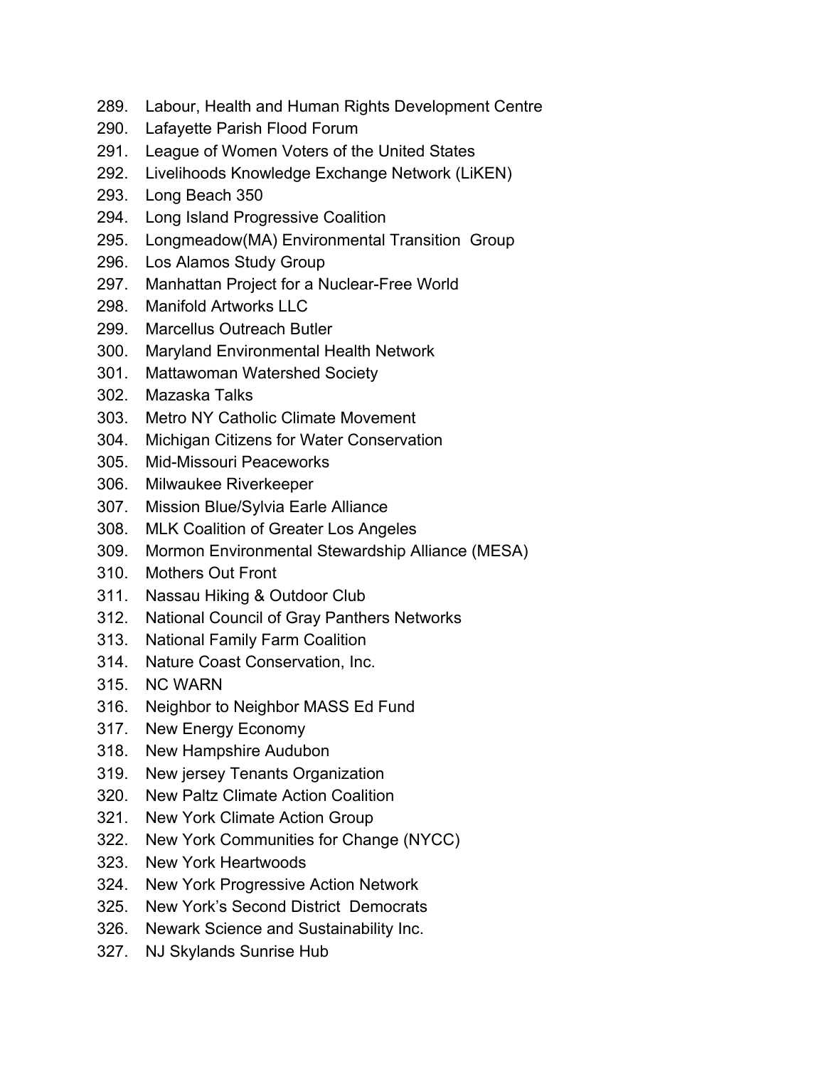289. Labour, Health and Human Rights Development Centre
290. Lafayette Parish Flood Forum
291. League of Women Voters of the United States
292. Livelihoods Knowledge Exchange Network (LiKEN)
293. Long Beach 350
294. Long Island Progressive Coalition
295. Longmeadow(MA) Environmental Transition Group
296. Los Alamos Study Group
297. Manhattan Project for a Nuclear-Free World
298. Manifold Artworks LLC
299. Marcellus Outreach Butler
300. Maryland Environmental Health Network
301. Mattawoman Watershed Society
302. Mazaska Talks
303. Metro NY Catholic Climate Movement
304. Michigan Citizens for Water Conservation
305. Mid-Missouri Peaceworks
306. Milwaukee Riverkeeper
307. Mission Blue/Sylvia Earle Alliance
308. MLK Coalition of Greater Los Angeles
309. Mormon Environmental Stewardship Alliance (MESA)
310. Mothers Out Front
311. Nassau Hiking & Outdoor Club
312. National Council of Gray Panthers Networks
313. National Family Farm Coalition
314. Nature Coast Conservation, Inc.
315. NC WARN
316. Neighbor to Neighbor MASS Ed Fund
317. New Energy Economy
318. New Hampshire Audubon
319. New jersey Tenants Organization
320. New Paltz Climate Action Coalition
321. New York Climate Action Group
322. New York Communities for Change (NYCC)
323. New York Heartwoods
324. New York Progressive Action Network
325. New York's Second District Democrats
326. Newark Science and Sustainability Inc.
327. NJ Skylands Sunrise Hub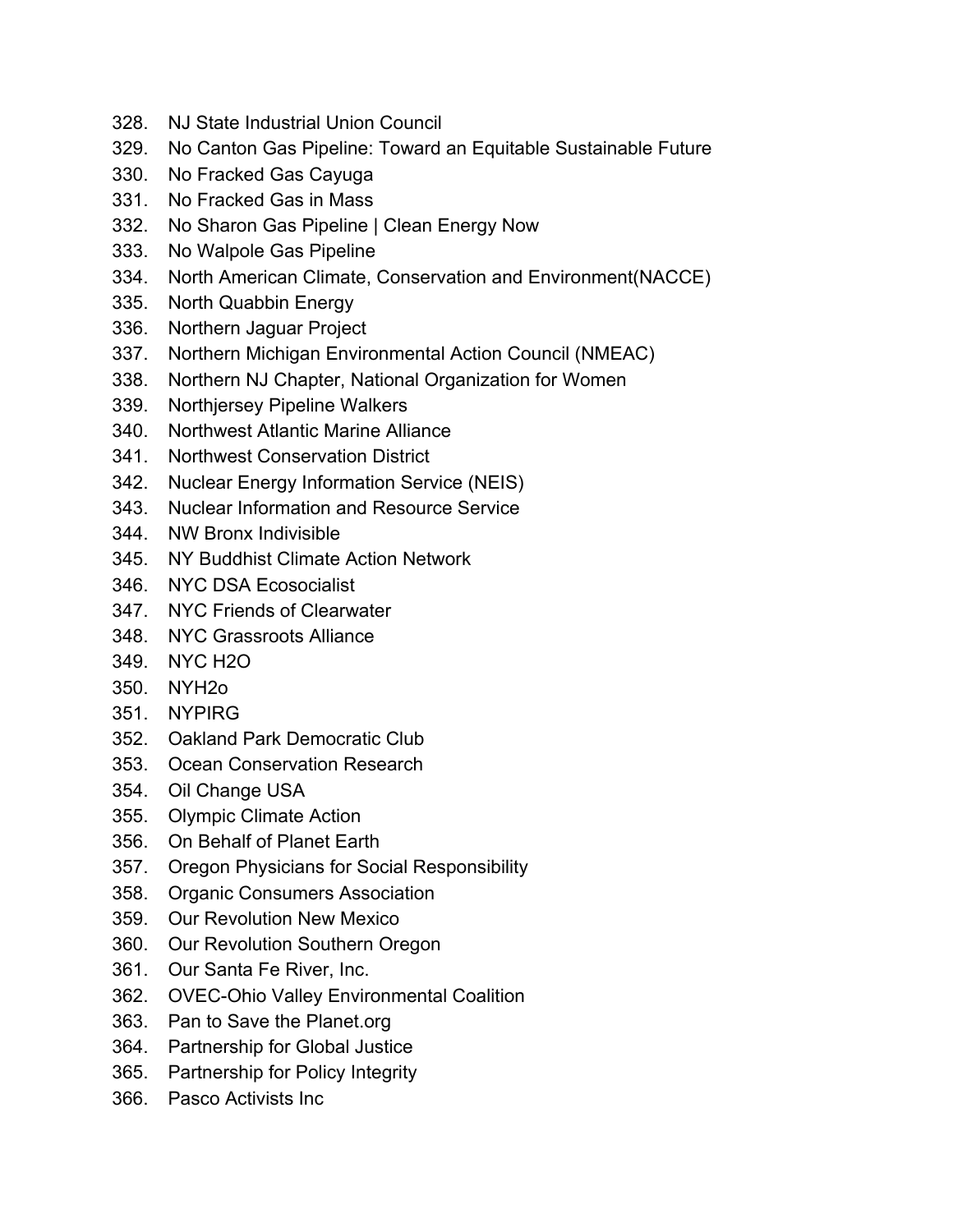328. NJ State Industrial Union Council
329. No Canton Gas Pipeline: Toward an Equitable Sustainable Future
330. No Fracked Gas Cayuga
331. No Fracked Gas in Mass
332. No Sharon Gas Pipeline | Clean Energy Now
333. No Walpole Gas Pipeline
334. North American Climate, Conservation and Environment(NACCE)
335. North Quabbin Energy
336. Northern Jaguar Project
337. Northern Michigan Environmental Action Council (NMEAC)
338. Northern NJ Chapter, National Organization for Women
339. Northjersey Pipeline Walkers
340. Northwest Atlantic Marine Alliance
341. Northwest Conservation District
342. Nuclear Energy Information Service (NEIS)
343. Nuclear Information and Resource Service
344. NW Bronx Indivisible
345. NY Buddhist Climate Action Network
346. NYC DSA Ecosocialist
347. NYC Friends of Clearwater
348. NYC Grassroots Alliance
349. NYC H2O
350. NYH2o
351. NYPIRG
352. Oakland Park Democratic Club
353. Ocean Conservation Research
354. Oil Change USA
355. Olympic Climate Action
356. On Behalf of Planet Earth
357. Oregon Physicians for Social Responsibility
358. Organic Consumers Association
359. Our Revolution New Mexico
360. Our Revolution Southern Oregon
361. Our Santa Fe River, Inc.
362. OVEC-Ohio Valley Environmental Coalition
363. Pan to Save the Planet.org
364. Partnership for Global Justice
365. Partnership for Policy Integrity
366. Pasco Activists Inc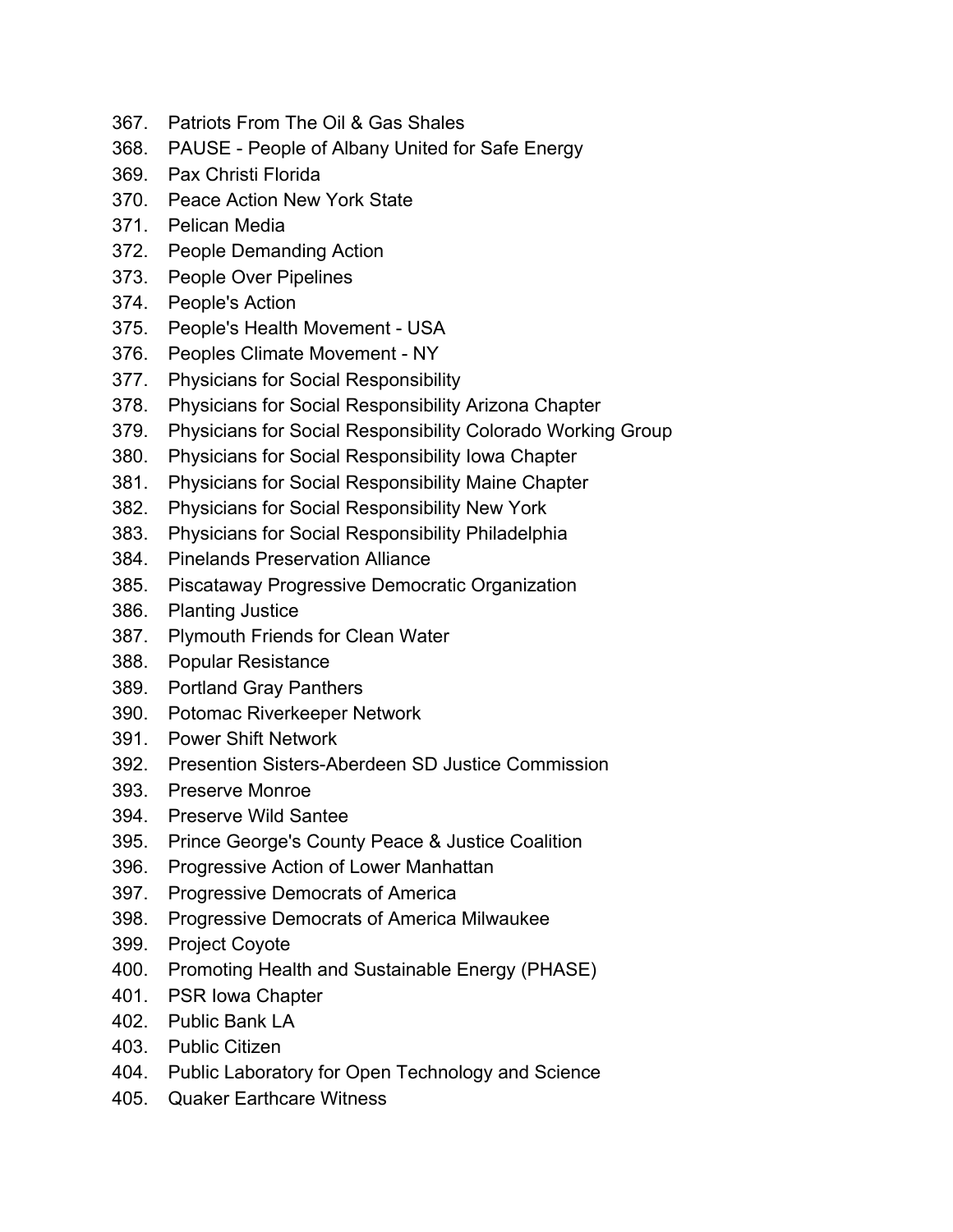367. Patriots From The Oil & Gas Shales
368. PAUSE - People of Albany United for Safe Energy
369. Pax Christi Florida
370. Peace Action New York State
371. Pelican Media
372. People Demanding Action
373. People Over Pipelines
374. People's Action
375. People's Health Movement - USA
376. Peoples Climate Movement - NY
377. Physicians for Social Responsibility
378. Physicians for Social Responsibility Arizona Chapter
379. Physicians for Social Responsibility Colorado Working Group
380. Physicians for Social Responsibility Iowa Chapter
381. Physicians for Social Responsibility Maine Chapter
382. Physicians for Social Responsibility New York
383. Physicians for Social Responsibility Philadelphia
384. Pinelands Preservation Alliance
385. Piscataway Progressive Democratic Organization
386. Planting Justice
387. Plymouth Friends for Clean Water
388. Popular Resistance
389. Portland Gray Panthers
390. Potomac Riverkeeper Network
391. Power Shift Network
392. Presention Sisters-Aberdeen SD Justice Commission
393. Preserve Monroe
394. Preserve Wild Santee
395. Prince George's County Peace & Justice Coalition
396. Progressive Action of Lower Manhattan
397. Progressive Democrats of America
398. Progressive Democrats of America Milwaukee
399. Project Coyote
400. Promoting Health and Sustainable Energy (PHASE)
401. PSR Iowa Chapter
402. Public Bank LA
403. Public Citizen
404. Public Laboratory for Open Technology and Science
405. Quaker Earthcare Witness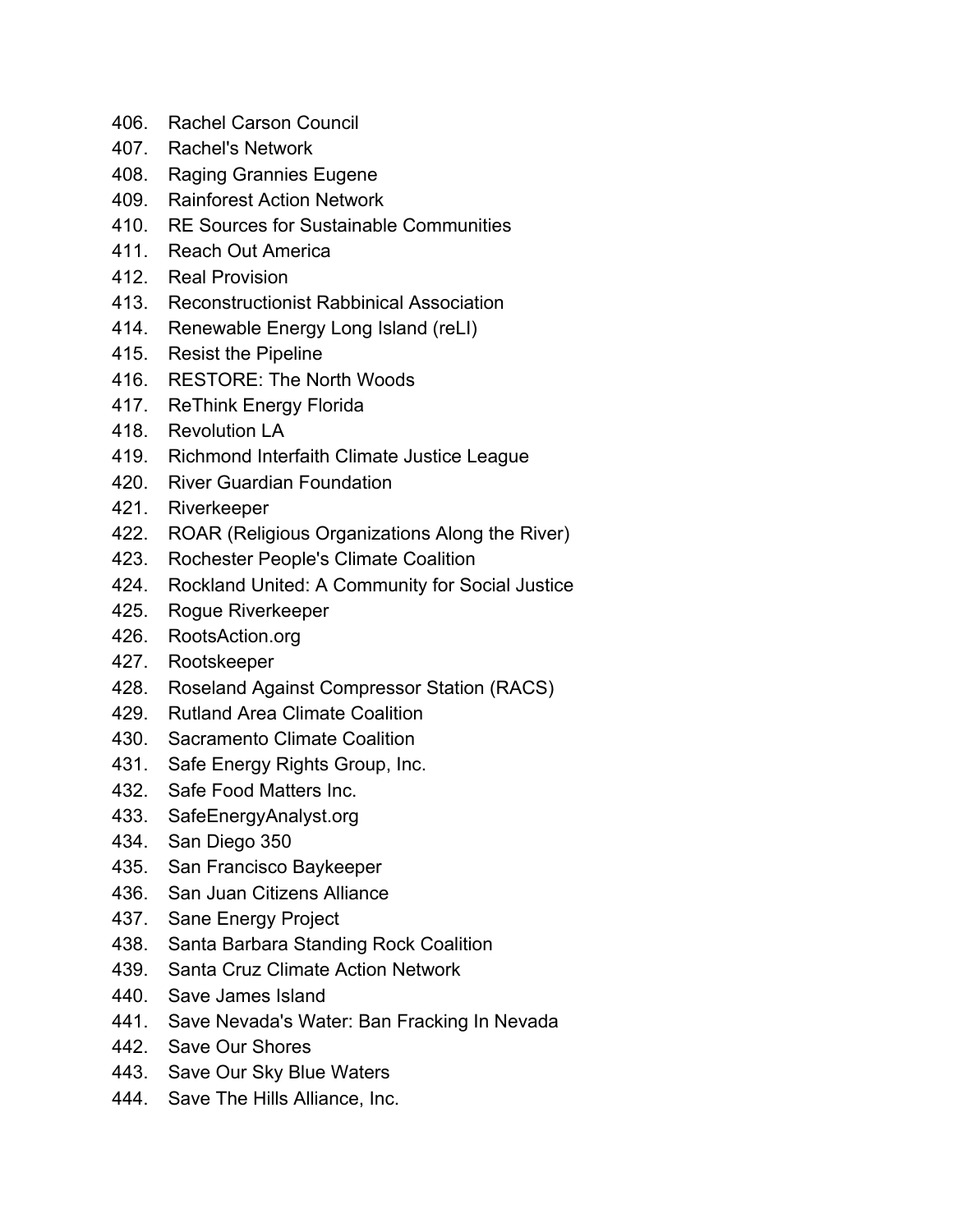406. Rachel Carson Council
407. Rachel's Network
408. Raging Grannies Eugene
409. Rainforest Action Network
410. RE Sources for Sustainable Communities
411. Reach Out America
412. Real Provision
413. Reconstructionist Rabbinical Association
414. Renewable Energy Long Island (reLI)
415. Resist the Pipeline
416. RESTORE: The North Woods
417. ReThink Energy Florida
418. Revolution LA
419. Richmond Interfaith Climate Justice League
420. River Guardian Foundation
421. Riverkeeper
422. ROAR (Religious Organizations Along the River)
423. Rochester People's Climate Coalition
424. Rockland United: A Community for Social Justice
425. Rogue Riverkeeper
426. RootsAction.org
427. Rootskeeper
428. Roseland Against Compressor Station (RACS)
429. Rutland Area Climate Coalition
430. Sacramento Climate Coalition
431. Safe Energy Rights Group, Inc.
432. Safe Food Matters Inc.
433. SafeEnergyAnalyst.org
434. San Diego 350
435. San Francisco Baykeeper
436. San Juan Citizens Alliance
437. Sane Energy Project
438. Santa Barbara Standing Rock Coalition
439. Santa Cruz Climate Action Network
440. Save James Island
441. Save Nevada's Water: Ban Fracking In Nevada
442. Save Our Shores
443. Save Our Sky Blue Waters
444. Save The Hills Alliance, Inc.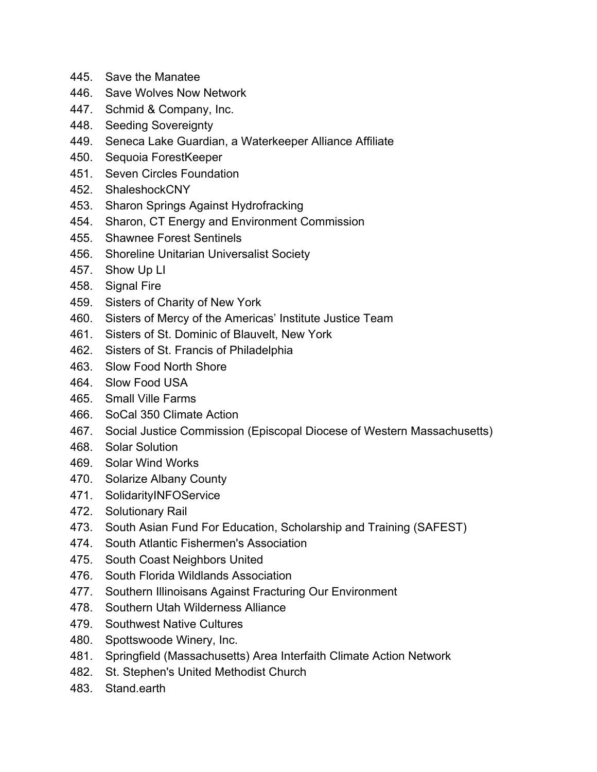445. Save the Manatee
446. Save Wolves Now Network
447. Schmid & Company, Inc.
448. Seeding Sovereignty
449. Seneca Lake Guardian, a Waterkeeper Alliance Affiliate
450. Sequoia ForestKeeper
451. Seven Circles Foundation
452. ShaleshockCNY
453. Sharon Springs Against Hydrofracking
454. Sharon, CT Energy and Environment Commission
455. Shawnee Forest Sentinels
456. Shoreline Unitarian Universalist Society
457. Show Up LI
458. Signal Fire
459. Sisters of Charity of New York
460. Sisters of Mercy of the Americas' Institute Justice Team
461. Sisters of St. Dominic of Blauvelt, New York
462. Sisters of St. Francis of Philadelphia
463. Slow Food North Shore
464. Slow Food USA
465. Small Ville Farms
466. SoCal 350 Climate Action
467. Social Justice Commission (Episcopal Diocese of Western Massachusetts)
468. Solar Solution
469. Solar Wind Works
470. Solarize Albany County
471. SolidarityINFOService
472. Solutionary Rail
473. South Asian Fund For Education, Scholarship and Training (SAFEST)
474. South Atlantic Fishermen's Association
475. South Coast Neighbors United
476. South Florida Wildlands Association
477. Southern Illinoisans Against Fracturing Our Environment
478. Southern Utah Wilderness Alliance
479. Southwest Native Cultures
480. Spottswoode Winery, Inc.
481. Springfield (Massachusetts) Area Interfaith Climate Action Network
482. St. Stephen's United Methodist Church
483. Stand.earth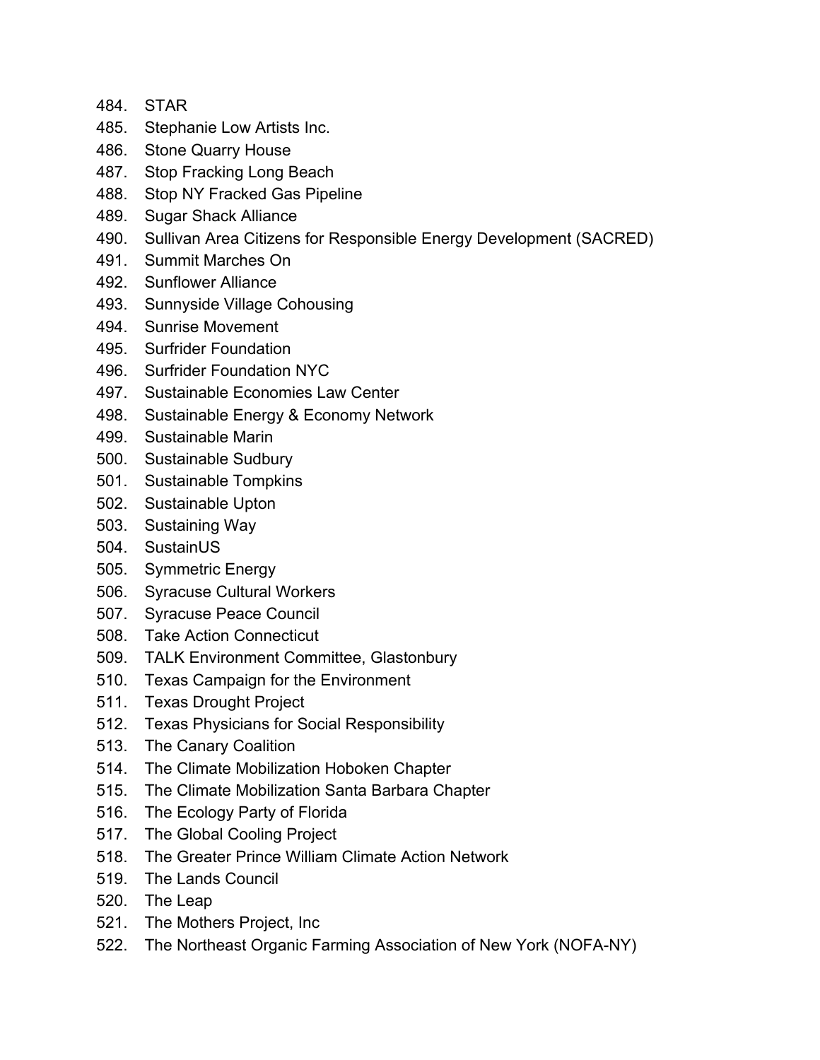484. STAR
485. Stephanie Low Artists Inc.
486. Stone Quarry House
487. Stop Fracking Long Beach
488. Stop NY Fracked Gas Pipeline
489. Sugar Shack Alliance
490. Sullivan Area Citizens for Responsible Energy Development (SACRED)
491. Summit Marches On
492. Sunflower Alliance
493. Sunnyside Village Cohousing
494. Sunrise Movement
495. Surfrider Foundation
496. Surfrider Foundation NYC
497. Sustainable Economies Law Center
498. Sustainable Energy & Economy Network
499. Sustainable Marin
500. Sustainable Sudbury
501. Sustainable Tompkins
502. Sustainable Upton
503. Sustaining Way
504. SustainUS
505. Symmetric Energy
506. Syracuse Cultural Workers
507. Syracuse Peace Council
508. Take Action Connecticut
509. TALK Environment Committee, Glastonbury
510. Texas Campaign for the Environment
511. Texas Drought Project
512. Texas Physicians for Social Responsibility
513. The Canary Coalition
514. The Climate Mobilization Hoboken Chapter
515. The Climate Mobilization Santa Barbara Chapter
516. The Ecology Party of Florida
517. The Global Cooling Project
518. The Greater Prince William Climate Action Network
519. The Lands Council
520. The Leap
521. The Mothers Project, Inc
522. The Northeast Organic Farming Association of New York (NOFA-NY)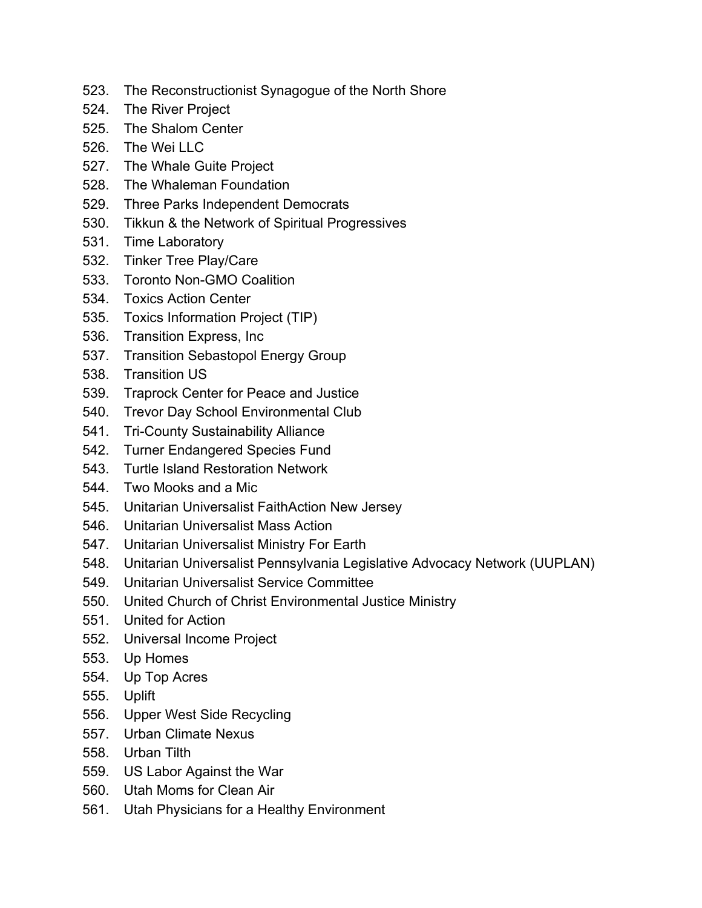523. The Reconstructionist Synagogue of the North Shore
524. The River Project
525. The Shalom Center
526. The Wei LLC
527. The Whale Guite Project
528. The Whaleman Foundation
529. Three Parks Independent Democrats
530. Tikkun & the Network of Spiritual Progressives
531. Time Laboratory
532. Tinker Tree Play/Care
533. Toronto Non-GMO Coalition
534. Toxics Action Center
535. Toxics Information Project (TIP)
536. Transition Express, Inc
537. Transition Sebastopol Energy Group
538. Transition US
539. Traprock Center for Peace and Justice
540. Trevor Day School Environmental Club
541. Tri-County Sustainability Alliance
542. Turner Endangered Species Fund
543. Turtle Island Restoration Network
544. Two Mooks and a Mic
545. Unitarian Universalist FaithAction New Jersey
546. Unitarian Universalist Mass Action
547. Unitarian Universalist Ministry For Earth
548. Unitarian Universalist Pennsylvania Legislative Advocacy Network (UUPLAN)
549. Unitarian Universalist Service Committee
550. United Church of Christ Environmental Justice Ministry
551. United for Action
552. Universal Income Project
553. Up Homes
554. Up Top Acres
555. Uplift
556. Upper West Side Recycling
557. Urban Climate Nexus
558. Urban Tilth
559. US Labor Against the War
560. Utah Moms for Clean Air
561. Utah Physicians for a Healthy Environment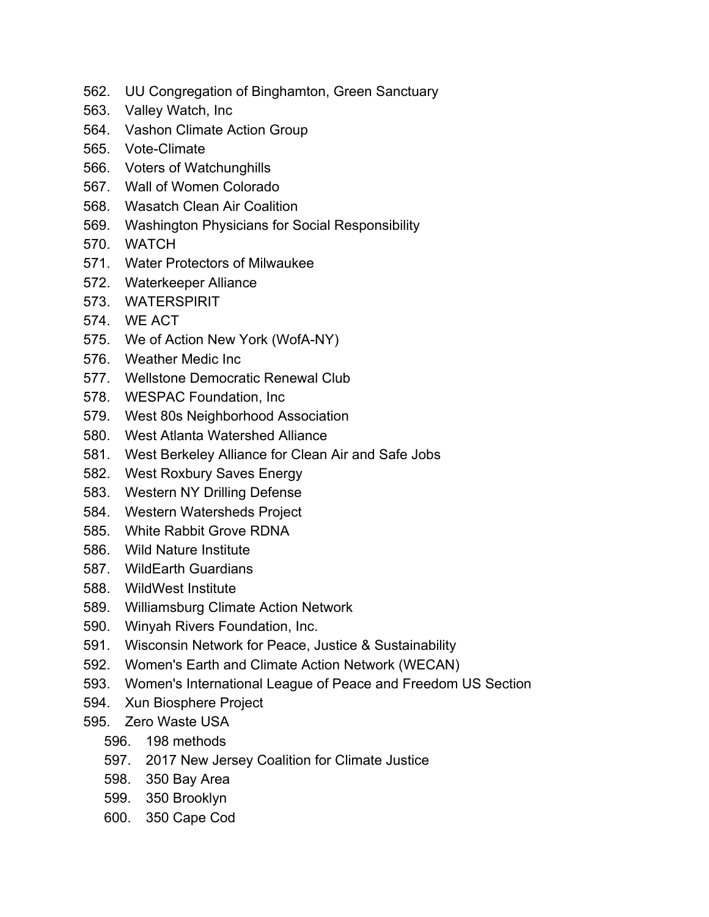562. UU Congregation of Binghamton, Green Sanctuary
563. Valley Watch, Inc
564. Vashon Climate Action Group
565. Vote-Climate
566. Voters of Watchunghills
567. Wall of Women Colorado
568. Wasatch Clean Air Coalition
569. Washington Physicians for Social Responsibility
570. WATCH
571. Water Protectors of Milwaukee
572. Waterkeeper Alliance
573. WATERSPIRIT
574. WE ACT
575. We of Action New York (WofA-NY)
576. Weather Medic Inc
577. Wellstone Democratic Renewal Club
578. WESPAC Foundation, Inc
579. West 80s Neighborhood Association
580. West Atlanta Watershed Alliance
581. West Berkeley Alliance for Clean Air and Safe Jobs
582. West Roxbury Saves Energy
583. Western NY Drilling Defense
584. Western Watersheds Project
585. White Rabbit Grove RDNA
586. Wild Nature Institute
587. WildEarth Guardians
588. WildWest Institute
589. Williamsburg Climate Action Network
590. Winyah Rivers Foundation, Inc.
591. Wisconsin Network for Peace, Justice & Sustainability
592. Women's Earth and Climate Action Network (WECAN)
593. Women's International League of Peace and Freedom US Section
594. Xun Biosphere Project
595. Zero Waste USA
596. 198 methods
597. 2017 New Jersey Coalition for Climate Justice
598. 350 Bay Area
599. 350 Brooklyn
600. 350 Cape Cod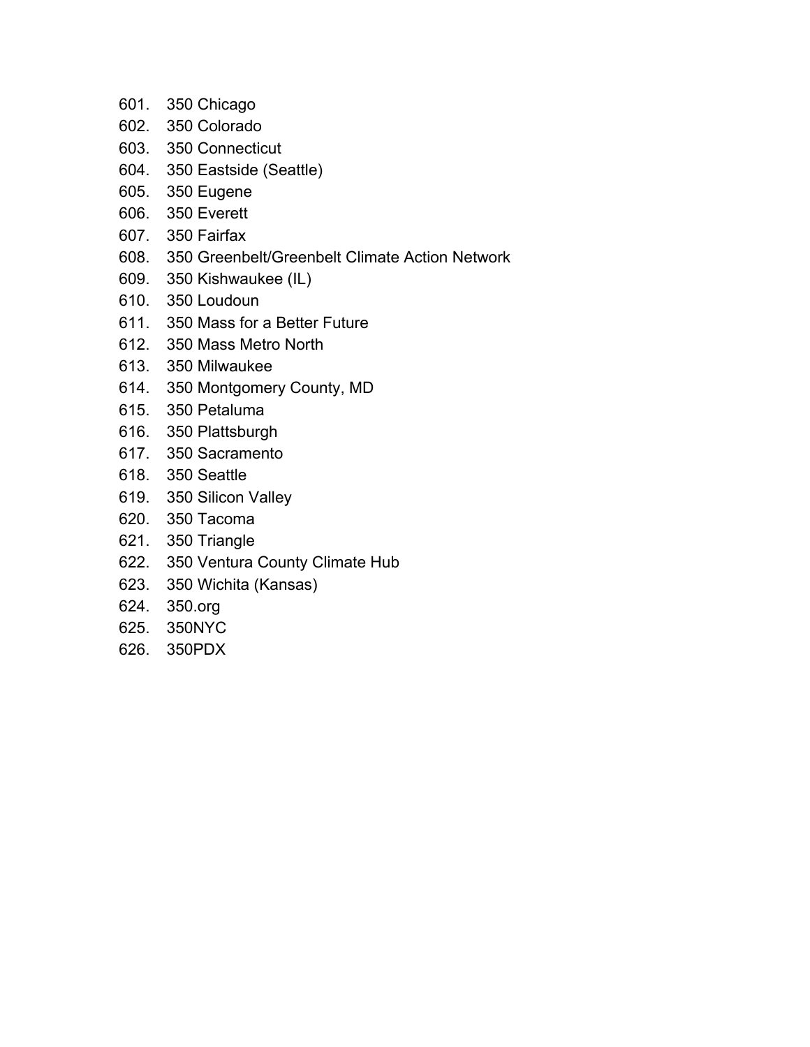601. 350 Chicago
602. 350 Colorado
603. 350 Connecticut
604. 350 Eastside (Seattle)
605. 350 Eugene
606. 350 Everett
607. 350 Fairfax
608. 350 Greenbelt/Greenbelt Climate Action Network
609. 350 Kishwaukee (IL)
610. 350 Loudoun
611. 350 Mass for a Better Future
612. 350 Mass Metro North
613. 350 Milwaukee
614. 350 Montgomery County, MD
615. 350 Petaluma
616. 350 Plattsburgh
617. 350 Sacramento
618. 350 Seattle
619. 350 Silicon Valley
620. 350 Tacoma
621. 350 Triangle
622. 350 Ventura County Climate Hub
623. 350 Wichita (Kansas)
624. 350.org
625. 350NYC
626. 350PDX